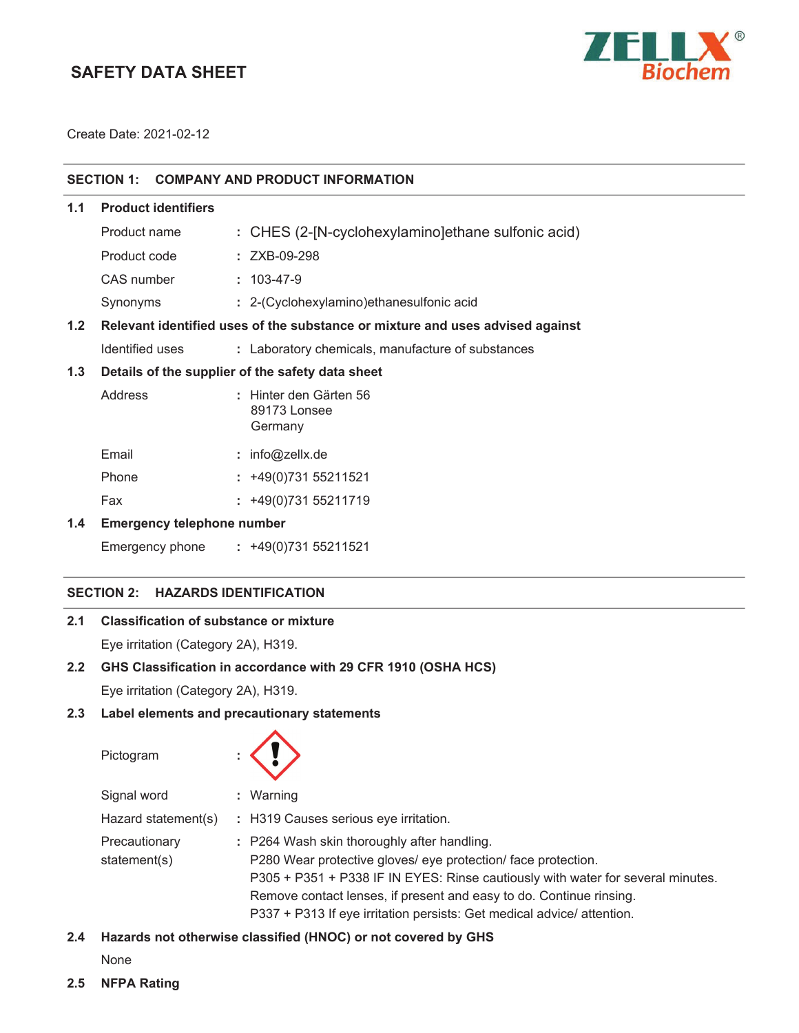# SAFETY DATA SHEET

ZELLX® Biochem

Create Date: 2021-02-12

## SECTION 1: COMPANY AND PRODUCT INFORMATION

### 1.1 Product identifiers

| | |
|---|---|
| Product name | : CHES (2-[N-cyclohexylamino]ethane sulfonic acid) |
| Product code | : ZXB-09-298 |
| CAS number | : 103-47-9 |
| Synonyms | : 2-(Cyclohexylamino)ethanesulfonic acid |

### 1.2 Relevant identified uses of the substance or mixture and uses advised against

| | |
|---|---|
| Identified uses | : Laboratory chemicals, manufacture of substances |

### 1.3 Details of the supplier of the safety data sheet

| | |
|---|---|
| Address | : Hinter den Gärten 56<br>89173 Lonsee<br>Germany |
| Email | : info@zellx.de |
| Phone | : +49(0)731 55211521 |
| Fax | : +49(0)731 55211719 |

### 1.4 Emergency telephone number

| | |
|---|---|
| Emergency phone | : +49(0)731 55211521 |

## SECTION 2: HAZARDS IDENTIFICATION

### 2.1 Classification of substance or mixture

Eye irritation (Category 2A), H319.

### 2.2 GHS Classification in accordance with 29 CFR 1910 (OSHA HCS)

Eye irritation (Category 2A), H319.

### 2.3 Label elements and precautionary statements

| | |
|---|---|
| Pictogram | : |
| Signal word | : Warning |
| Hazard statement(s) | : H319 Causes serious eye irritation. |
| Precautionary statement(s) | : P264 Wash skin thoroughly after handling.<br>P280 Wear protective gloves/ eye protection/ face protection.<br>P305 + P351 + P338 IF IN EYES: Rinse cautiously with water for several minutes. Remove contact lenses, if present and easy to do. Continue rinsing.<br>P337 + P313 If eye irritation persists: Get medical advice/ attention. |

### 2.4 Hazards not otherwise classified (HNOC) or not covered by GHS

None

### 2.5 NFPA Rating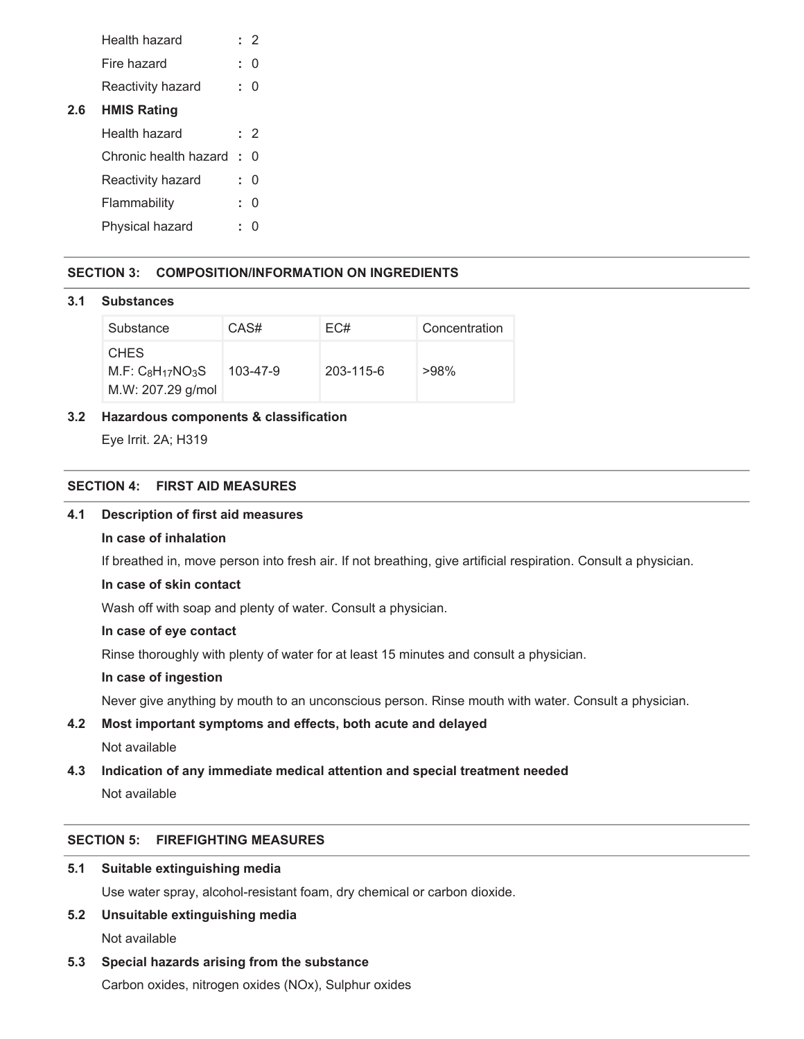Health hazard : 2

Fire hazard : 0

Reactivity hazard : 0

**2.6 HMIS Rating**

Health hazard : 2

Chronic health hazard : 0

Reactivity hazard : 0

Flammability : 0

Physical hazard : 0

## SECTION 3: COMPOSITION/INFORMATION ON INGREDIENTS

**3.1 Substances**

| Substance | CAS# | EC# | Concentration |
|---|---|---|---|
| CHES<br>M.F: $C_8H_{17}NO_3S$<br>M.W: 207.29 g/mol | 103-47-9 | 203-115-6 | >98% |

**3.2 Hazardous components & classification**

Eye Irrit. 2A; H319

## SECTION 4: FIRST AID MEASURES

**4.1 Description of first aid measures**

**In case of inhalation**

If breathed in, move person into fresh air. If not breathing, give artificial respiration. Consult a physician.

**In case of skin contact**

Wash off with soap and plenty of water. Consult a physician.

**In case of eye contact**

Rinse thoroughly with plenty of water for at least 15 minutes and consult a physician.

**In case of ingestion**

Never give anything by mouth to an unconscious person. Rinse mouth with water. Consult a physician.

**4.2 Most important symptoms and effects, both acute and delayed**

Not available

**4.3 Indication of any immediate medical attention and special treatment needed**

Not available

## SECTION 5: FIREFIGHTING MEASURES

**5.1 Suitable extinguishing media**

Use water spray, alcohol-resistant foam, dry chemical or carbon dioxide.

**5.2 Unsuitable extinguishing media**

Not available

**5.3 Special hazards arising from the substance**

Carbon oxides, nitrogen oxides (NOx), Sulphur oxides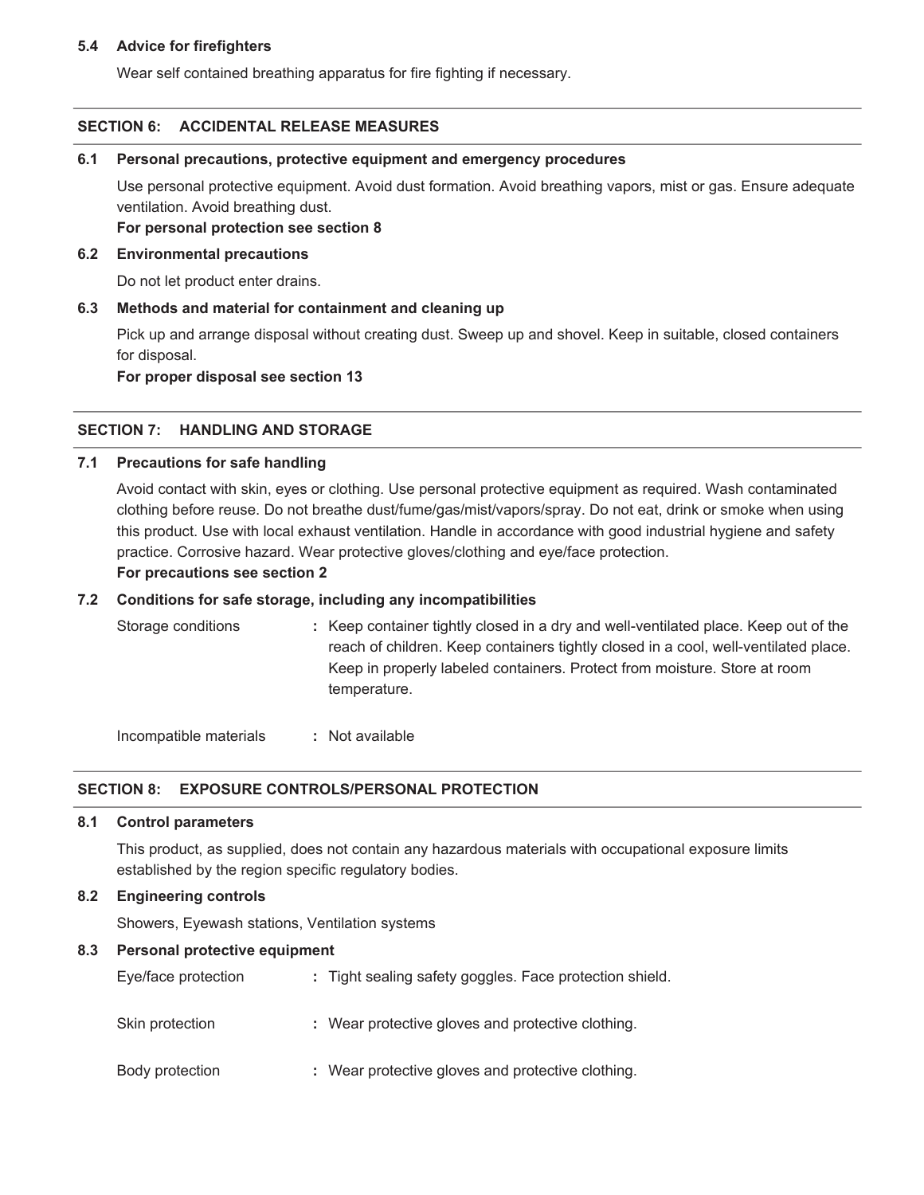### 5.4 Advice for firefighters

Wear self contained breathing apparatus for fire fighting if necessary.

## SECTION 6: ACCIDENTAL RELEASE MEASURES

### 6.1 Personal precautions, protective equipment and emergency procedures

Use personal protective equipment. Avoid dust formation. Avoid breathing vapors, mist or gas. Ensure adequate ventilation. Avoid breathing dust.

**For personal protection see section 8**

### 6.2 Environmental precautions

Do not let product enter drains.

### 6.3 Methods and material for containment and cleaning up

Pick up and arrange disposal without creating dust. Sweep up and shovel. Keep in suitable, closed containers for disposal.

**For proper disposal see section 13**

## SECTION 7: HANDLING AND STORAGE

### 7.1 Precautions for safe handling

Avoid contact with skin, eyes or clothing. Use personal protective equipment as required. Wash contaminated clothing before reuse. Do not breathe dust/fume/gas/mist/vapors/spray. Do not eat, drink or smoke when using this product. Use with local exhaust ventilation. Handle in accordance with good industrial hygiene and safety practice. Corrosive hazard. Wear protective gloves/clothing and eye/face protection.

**For precautions see section 2**

### 7.2 Conditions for safe storage, including any incompatibilities

Storage conditions : Keep container tightly closed in a dry and well-ventilated place. Keep out of the reach of children. Keep containers tightly closed in a cool, well-ventilated place. Keep in properly labeled containers. Protect from moisture. Store at room temperature.

Incompatible materials : Not available

## SECTION 8: EXPOSURE CONTROLS/PERSONAL PROTECTION

### 8.1 Control parameters

This product, as supplied, does not contain any hazardous materials with occupational exposure limits established by the region specific regulatory bodies.

### 8.2 Engineering controls

Showers, Eyewash stations, Ventilation systems

### 8.3 Personal protective equipment

Eye/face protection : Tight sealing safety goggles. Face protection shield.

Skin protection : Wear protective gloves and protective clothing.

Body protection : Wear protective gloves and protective clothing.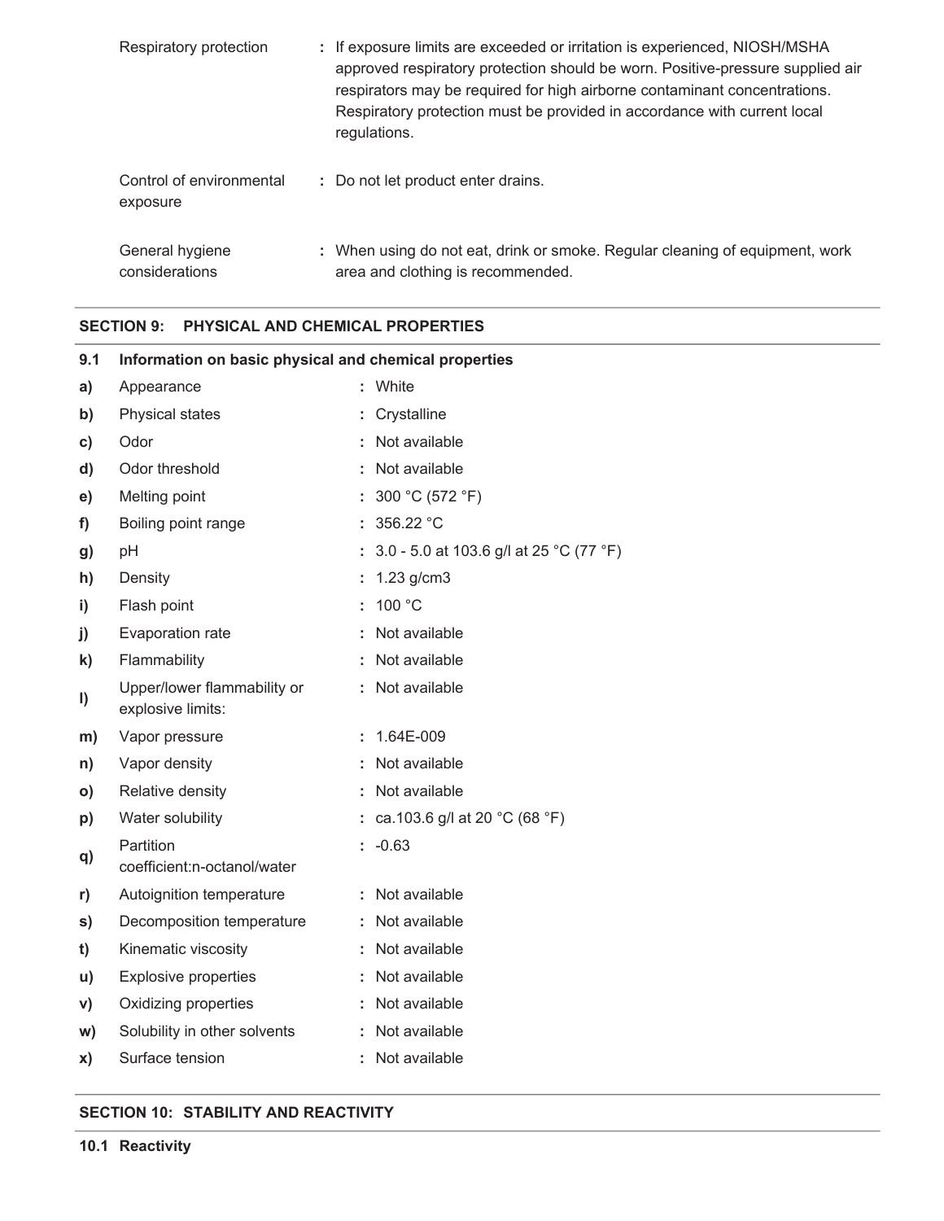| | | |
|---|---|---|
| Respiratory protection | : | If exposure limits are exceeded or irritation is experienced, NIOSH/MSHA approved respiratory protection should be worn. Positive-pressure supplied air respirators may be required for high airborne contaminant concentrations. Respiratory protection must be provided in accordance with current local regulations. |
| Control of environmental exposure | : | Do not let product enter drains. |
| General hygiene considerations | : | When using do not eat, drink or smoke. Regular cleaning of equipment, work area and clothing is recommended. |

## SECTION 9: PHYSICAL AND CHEMICAL PROPERTIES

### 9.1 Information on basic physical and chemical properties

| | | |
|---|---|---|
| **a)** | Appearance | : White |
| **b)** | Physical states | : Crystalline |
| **c)** | Odor | : Not available |
| **d)** | Odor threshold | : Not available |
| **e)** | Melting point | : 300 °C (572 °F) |
| **f)** | Boiling point range | : 356.22 °C |
| **g)** | pH | : 3.0 - 5.0 at 103.6 g/l at 25 °C (77 °F) |
| **h)** | Density | : 1.23 g/cm3 |
| **i)** | Flash point | : 100 °C |
| **j)** | Evaporation rate | : Not available |
| **k)** | Flammability | : Not available |
| **l)** | Upper/lower flammability or explosive limits: | : Not available |
| **m)** | Vapor pressure | : 1.64E-009 |
| **n)** | Vapor density | : Not available |
| **o)** | Relative density | : Not available |
| **p)** | Water solubility | : ca.103.6 g/l at 20 °C (68 °F) |
| **q)** | Partition coefficient:n-octanol/water | : -0.63 |
| **r)** | Autoignition temperature | : Not available |
| **s)** | Decomposition temperature | : Not available |
| **t)** | Kinematic viscosity | : Not available |
| **u)** | Explosive properties | : Not available |
| **v)** | Oxidizing properties | : Not available |
| **w)** | Solubility in other solvents | : Not available |
| **x)** | Surface tension | : Not available |

## SECTION 10: STABILITY AND REACTIVITY

### 10.1 Reactivity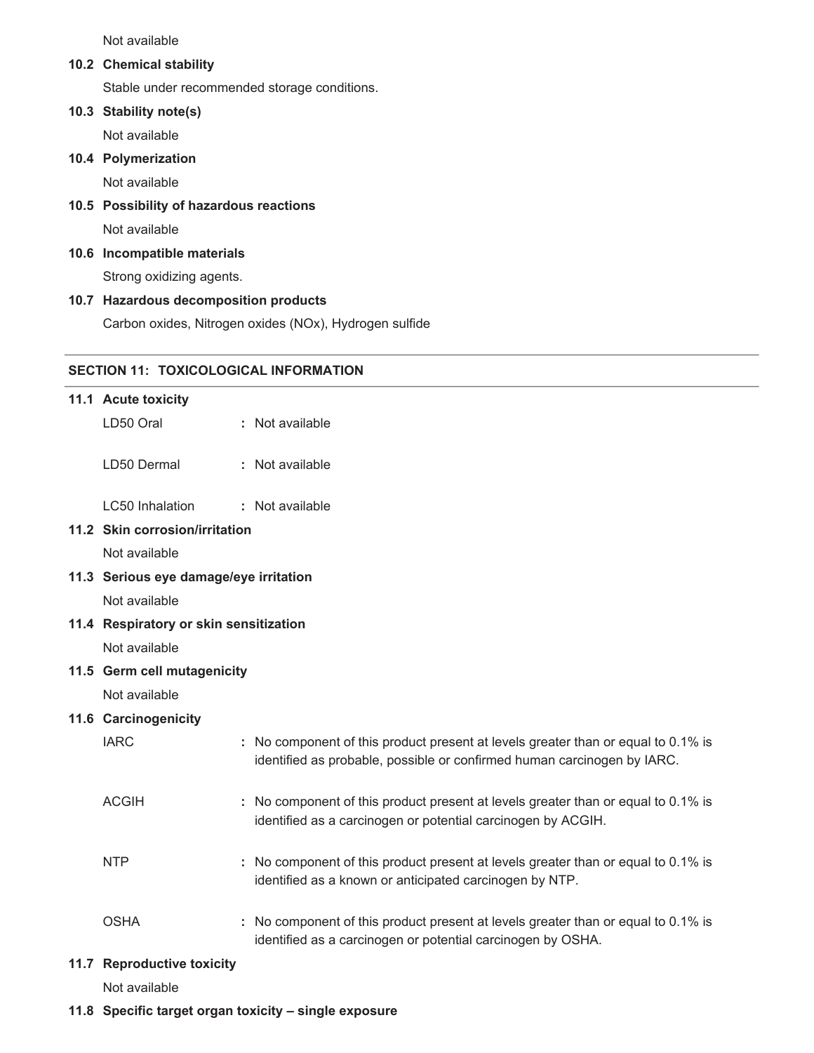Not available

### 10.2 Chemical stability

Stable under recommended storage conditions.

### 10.3 Stability note(s)

Not available

### 10.4 Polymerization

Not available

### 10.5 Possibility of hazardous reactions

Not available

### 10.6 Incompatible materials

Strong oxidizing agents.

### 10.7 Hazardous decomposition products

Carbon oxides, Nitrogen oxides (NOx), Hydrogen sulfide

## SECTION 11: TOXICOLOGICAL INFORMATION

### 11.1 Acute toxicity

LD50 Oral : Not available

LD50 Dermal : Not available

LC50 Inhalation : Not available

### 11.2 Skin corrosion/irritation

Not available

### 11.3 Serious eye damage/eye irritation

Not available

### 11.4 Respiratory or skin sensitization

Not available

### 11.5 Germ cell mutagenicity

Not available

### 11.6 Carcinogenicity

IARC : No component of this product present at levels greater than or equal to 0.1% is identified as probable, possible or confirmed human carcinogen by IARC.

ACGIH : No component of this product present at levels greater than or equal to 0.1% is identified as a carcinogen or potential carcinogen by ACGIH.

NTP : No component of this product present at levels greater than or equal to 0.1% is identified as a known or anticipated carcinogen by NTP.

OSHA : No component of this product present at levels greater than or equal to 0.1% is identified as a carcinogen or potential carcinogen by OSHA.

### 11.7 Reproductive toxicity

Not available

### 11.8 Specific target organ toxicity – single exposure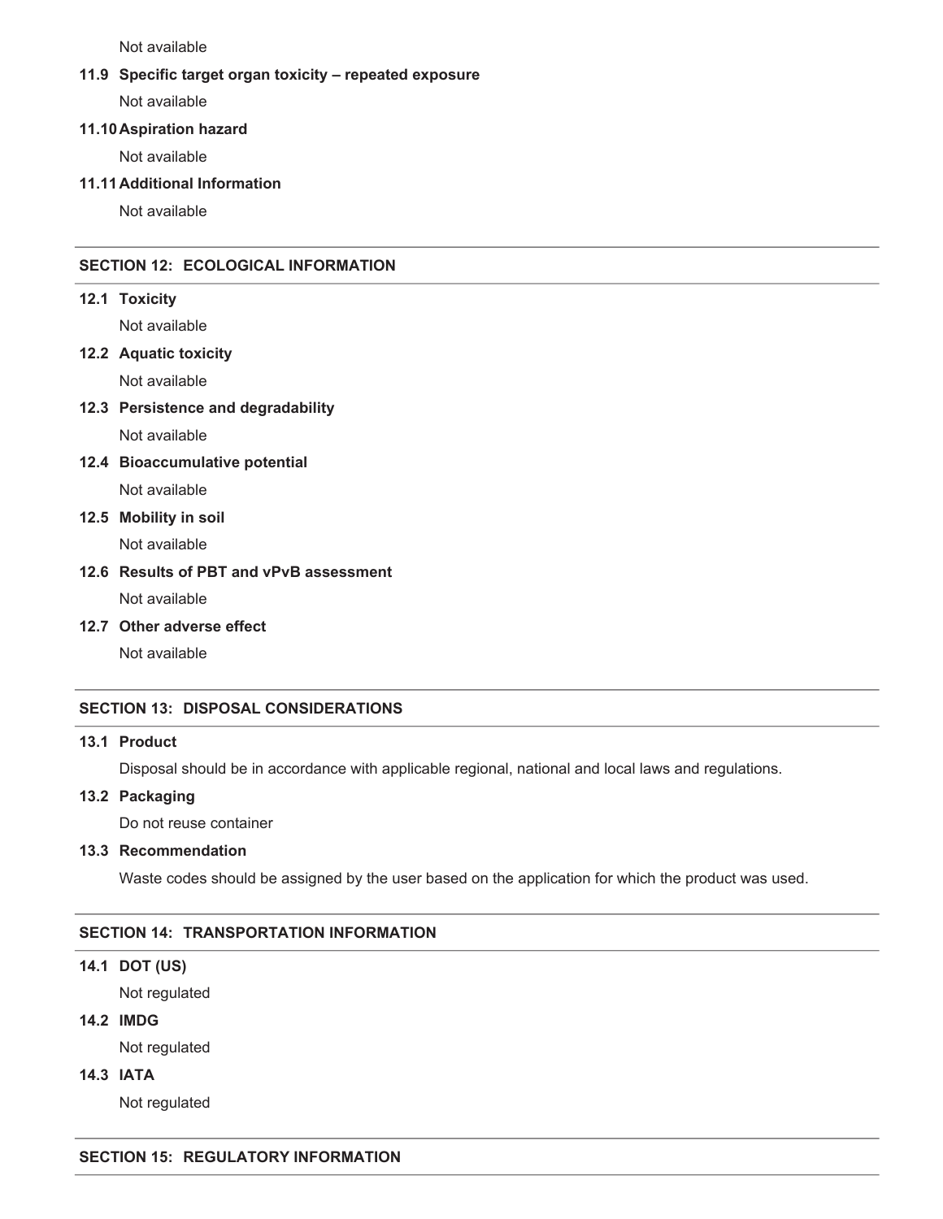Not available

**11.9 Specific target organ toxicity – repeated exposure**

Not available

**11.10 Aspiration hazard**

Not available

**11.11 Additional Information**

Not available

## SECTION 12: ECOLOGICAL INFORMATION

**12.1 Toxicity**

Not available

**12.2 Aquatic toxicity**

Not available

**12.3 Persistence and degradability**

Not available

**12.4 Bioaccumulative potential**

Not available

**12.5 Mobility in soil**

Not available

**12.6 Results of PBT and vPvB assessment**

Not available

**12.7 Other adverse effect**

Not available

## SECTION 13: DISPOSAL CONSIDERATIONS

**13.1 Product**

Disposal should be in accordance with applicable regional, national and local laws and regulations.

**13.2 Packaging**

Do not reuse container

**13.3 Recommendation**

Waste codes should be assigned by the user based on the application for which the product was used.

## SECTION 14: TRANSPORTATION INFORMATION

**14.1 DOT (US)**

Not regulated

**14.2 IMDG**

Not regulated

**14.3 IATA**

Not regulated

## SECTION 15: REGULATORY INFORMATION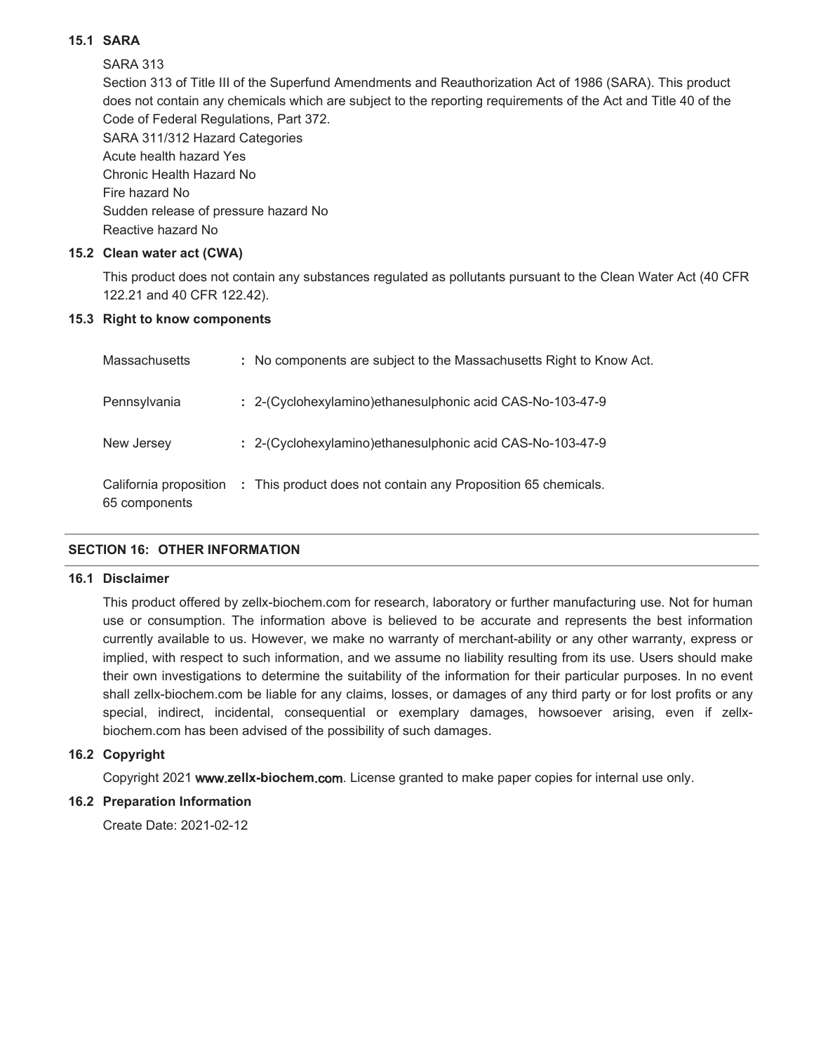### 15.1 SARA

SARA 313

Section 313 of Title III of the Superfund Amendments and Reauthorization Act of 1986 (SARA). This product does not contain any chemicals which are subject to the reporting requirements of the Act and Title 40 of the Code of Federal Regulations, Part 372.

SARA 311/312 Hazard Categories

Acute health hazard Yes

Chronic Health Hazard No

Fire hazard No

Sudden release of pressure hazard No

Reactive hazard No

### 15.2 Clean water act (CWA)

This product does not contain any substances regulated as pollutants pursuant to the Clean Water Act (40 CFR 122.21 and 40 CFR 122.42).

### 15.3 Right to know components

| | |
|---|---|
| Massachusetts | : No components are subject to the Massachusetts Right to Know Act. |
| Pennsylvania | : 2-(Cyclohexylamino)ethanesulphonic acid CAS-No-103-47-9 |
| New Jersey | : 2-(Cyclohexylamino)ethanesulphonic acid CAS-No-103-47-9 |
| California proposition 65 components | : This product does not contain any Proposition 65 chemicals. |

## SECTION 16: OTHER INFORMATION

### 16.1 Disclaimer

This product offered by zellx-biochem.com for research, laboratory or further manufacturing use. Not for human use or consumption. The information above is believed to be accurate and represents the best information currently available to us. However, we make no warranty of merchant-ability or any other warranty, express or implied, with respect to such information, and we assume no liability resulting from its use. Users should make their own investigations to determine the suitability of the information for their particular purposes. In no event shall zellx-biochem.com be liable for any claims, losses, or damages of any third party or for lost profits or any special, indirect, incidental, consequential or exemplary damages, howsoever arising, even if zellx-biochem.com has been advised of the possibility of such damages.

### 16.2 Copyright

Copyright 2021 www.**zellx-biochem**.com. License granted to make paper copies for internal use only.

### 16.2 Preparation Information

Create Date: 2021-02-12